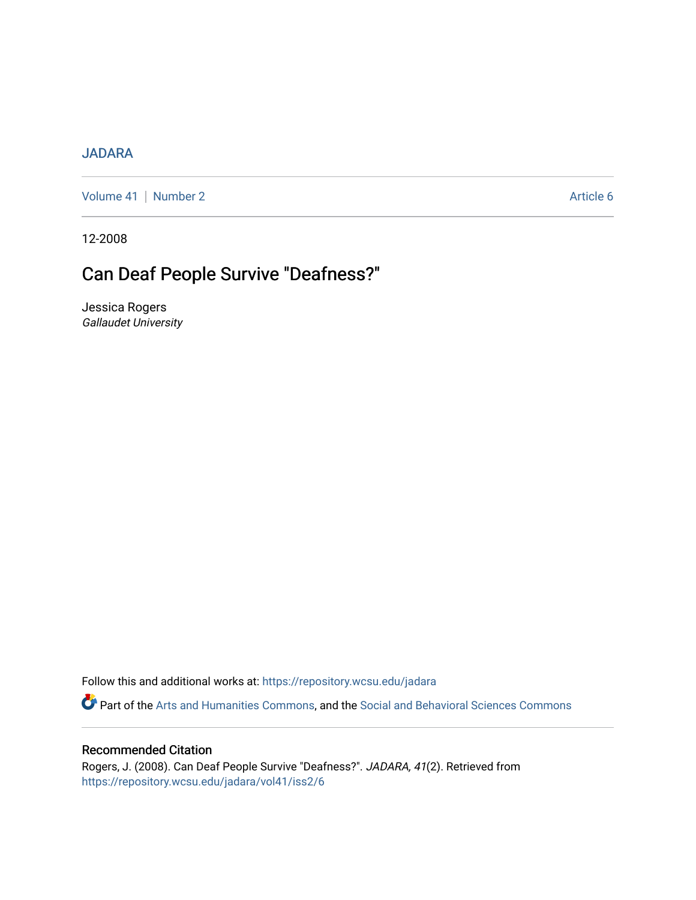JADARA

Volume 41 | Number 2 Article 6

12-2008

# Can Deaf People Survive "Deafness?"

Jessica Rogers
*Gallaudet University*

Follow this and additional works at: https://repository.wcsu.edu/jadara

Part of the Arts and Humanities Commons, and the Social and Behavioral Sciences Commons

## Recommended Citation

Rogers, J. (2008). Can Deaf People Survive "Deafness?". *JADARA, 41*(2). Retrieved from https://repository.wcsu.edu/jadara/vol41/iss2/6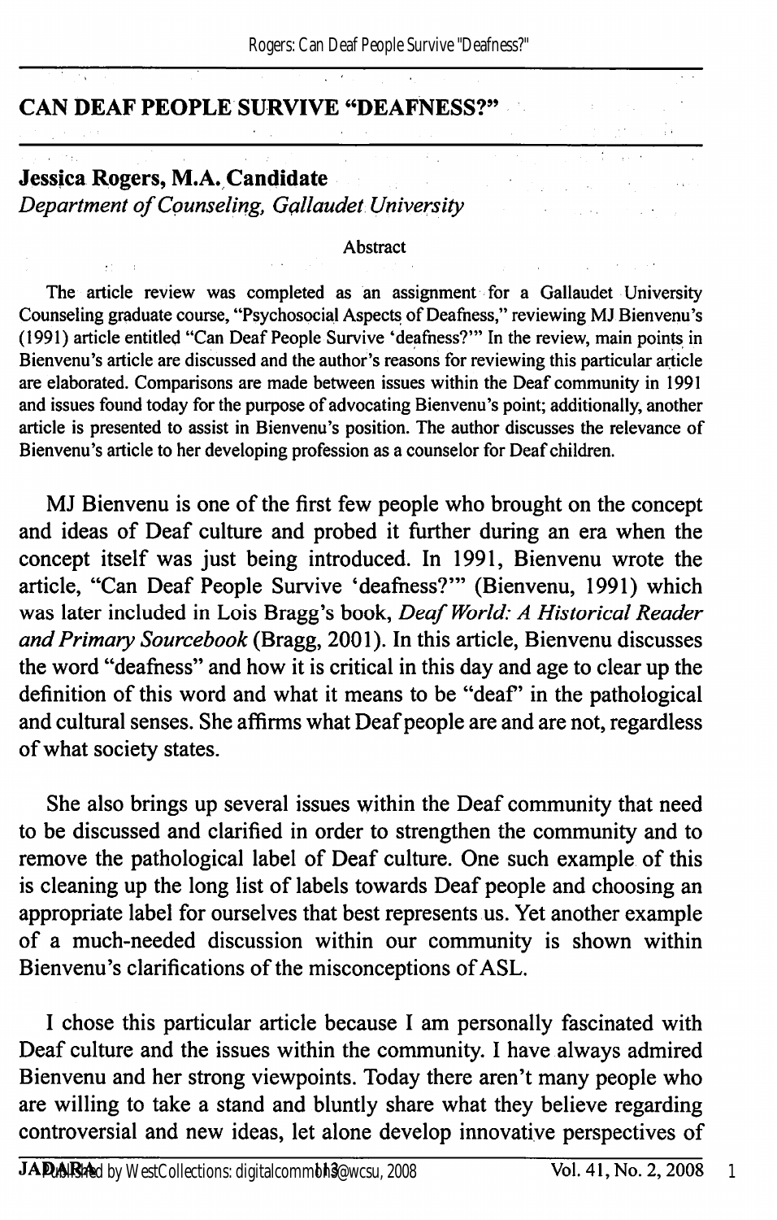# CAN DEAF PEOPLE SURVIVE "DEAFNESS?"

**Jessica Rogers, M.A. Candidate**
*Department of Counseling, Gallaudet University*

Abstract

The article review was completed as an assignment for a Gallaudet University Counseling graduate course, "Psychosocial Aspects of Deafness," reviewing MJ Bienvenu's (1991) article entitled "Can Deaf People Survive 'deafness?'" In the review, main points in Bienvenu's article are discussed and the author's reasons for reviewing this particular article are elaborated. Comparisons are made between issues within the Deaf community in 1991 and issues found today for the purpose of advocating Bienvenu's point; additionally, another article is presented to assist in Bienvenu's position. The author discusses the relevance of Bienvenu's article to her developing profession as a counselor for Deaf children.

MJ Bienvenu is one of the first few people who brought on the concept and ideas of Deaf culture and probed it further during an era when the concept itself was just being introduced. In 1991, Bienvenu wrote the article, "Can Deaf People Survive 'deafness?'" (Bienvenu, 1991) which was later included in Lois Bragg's book, *Deaf World: A Historical Reader and Primary Sourcebook* (Bragg, 2001). In this article, Bienvenu discusses the word "deafness" and how it is critical in this day and age to clear up the definition of this word and what it means to be "deaf" in the pathological and cultural senses. She affirms what Deaf people are and are not, regardless of what society states.

She also brings up several issues within the Deaf community that need to be discussed and clarified in order to strengthen the community and to remove the pathological label of Deaf culture. One such example of this is cleaning up the long list of labels towards Deaf people and choosing an appropriate label for ourselves that best represents us. Yet another example of a much-needed discussion within our community is shown within Bienvenu's clarifications of the misconceptions of ASL.

I chose this particular article because I am personally fascinated with Deaf culture and the issues within the community. I have always admired Bienvenu and her strong viewpoints. Today there aren't many people who are willing to take a stand and bluntly share what they believe regarding controversial and new ideas, let alone develop innovative perspectives of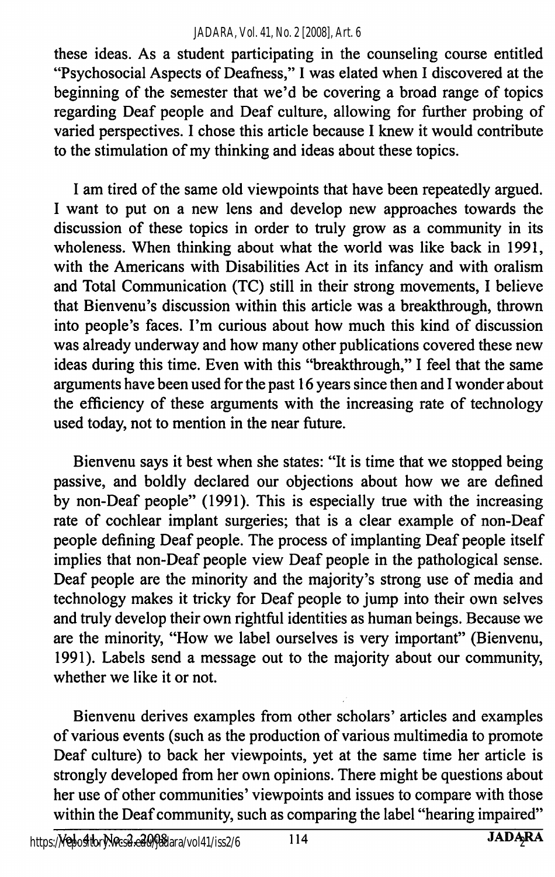these ideas. As a student participating in the counseling course entitled "Psychosocial Aspects of Deafness," I was elated when I discovered at the beginning of the semester that we'd be covering a broad range of topics regarding Deaf people and Deaf culture, allowing for further probing of varied perspectives. I chose this article because I knew it would contribute to the stimulation of my thinking and ideas about these topics.

I am tired of the same old viewpoints that have been repeatedly argued. I want to put on a new lens and develop new approaches towards the discussion of these topics in order to truly grow as a community in its wholeness. When thinking about what the world was like back in 1991, with the Americans with Disabilities Act in its infancy and with oralism and Total Communication (TC) still in their strong movements, I believe that Bienvenu's discussion within this article was a breakthrough, thrown into people's faces. I'm curious about how much this kind of discussion was already underway and how many other publications covered these new ideas during this time. Even with this "breakthrough," I feel that the same arguments have been used for the past 16 years since then and I wonder about the efficiency of these arguments with the increasing rate of technology used today, not to mention in the near future.

Bienvenu says it best when she states: "It is time that we stopped being passive, and boldly declared our objections about how we are defined by non-Deaf people" (1991). This is especially true with the increasing rate of cochlear implant surgeries; that is a clear example of non-Deaf people defining Deaf people. The process of implanting Deaf people itself implies that non-Deaf people view Deaf people in the pathological sense. Deaf people are the minority and the majority's strong use of media and technology makes it tricky for Deaf people to jump into their own selves and truly develop their own rightful identities as human beings. Because we are the minority, "How we label ourselves is very important" (Bienvenu, 1991). Labels send a message out to the majority about our community, whether we like it or not.

Bienvenu derives examples from other scholars' articles and examples of various events (such as the production of various multimedia to promote Deaf culture) to back her viewpoints, yet at the same time her article is strongly developed from her own opinions. There might be questions about her use of other communities' viewpoints and issues to compare with those within the Deaf community, such as comparing the label "hearing impaired"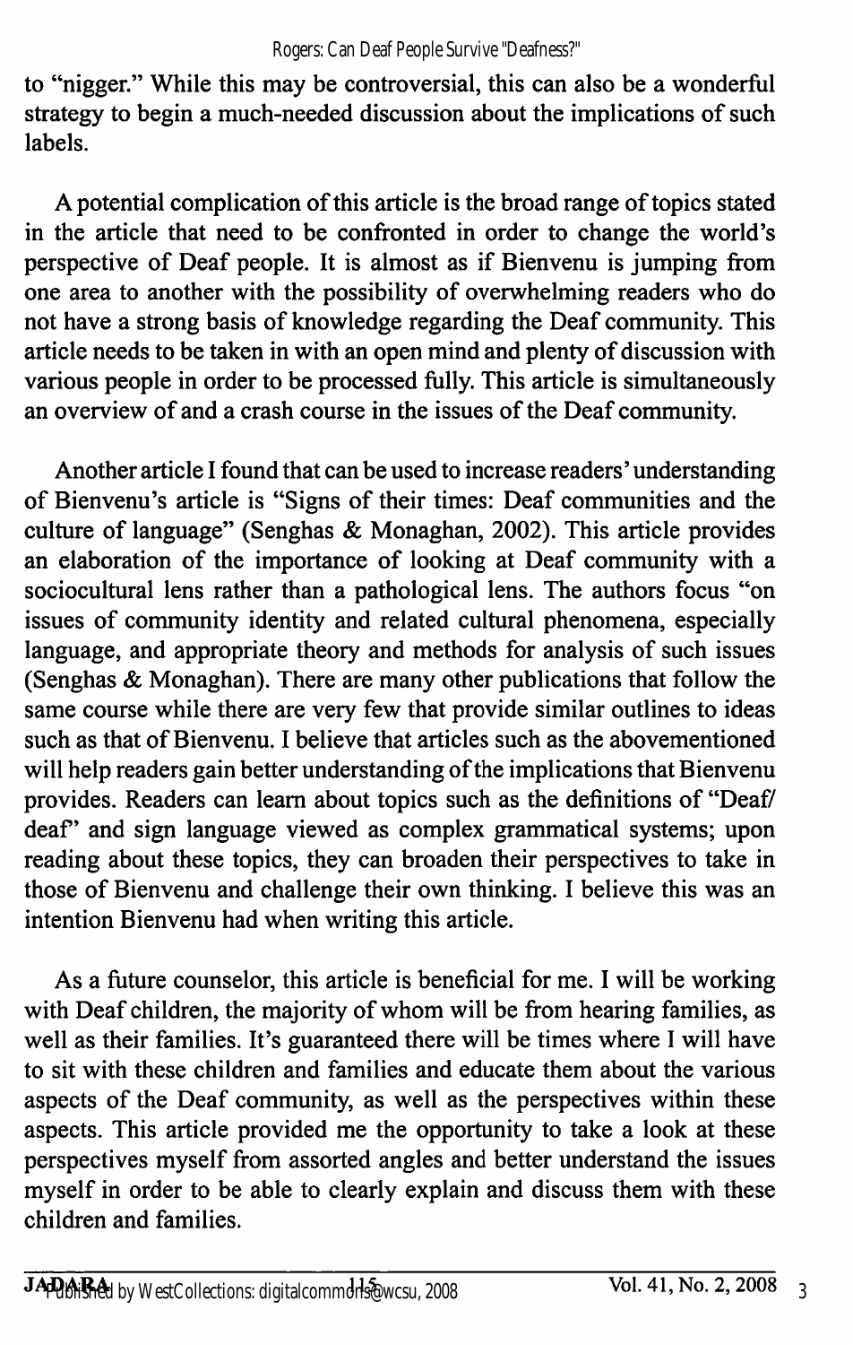to "nigger." While this may be controversial, this can also be a wonderful strategy to begin a much-needed discussion about the implications of such labels.

A potential complication of this article is the broad range of topics stated in the article that need to be confronted in order to change the world's perspective of Deaf people. It is almost as if Bienvenu is jumping from one area to another with the possibility of overwhelming readers who do not have a strong basis of knowledge regarding the Deaf community. This article needs to be taken in with an open mind and plenty of discussion with various people in order to be processed fully. This article is simultaneously an overview of and a crash course in the issues of the Deaf community.

Another article I found that can be used to increase readers' understanding of Bienvenu's article is "Signs of their times: Deaf communities and the culture of language" (Senghas & Monaghan, 2002). This article provides an elaboration of the importance of looking at Deaf community with a sociocultural lens rather than a pathological lens. The authors focus "on issues of community identity and related cultural phenomena, especially language, and appropriate theory and methods for analysis of such issues (Senghas & Monaghan). There are many other publications that follow the same course while there are very few that provide similar outlines to ideas such as that of Bienvenu. I believe that articles such as the abovementioned will help readers gain better understanding of the implications that Bienvenu provides. Readers can learn about topics such as the definitions of "Deaf/deaf" and sign language viewed as complex grammatical systems; upon reading about these topics, they can broaden their perspectives to take in those of Bienvenu and challenge their own thinking. I believe this was an intention Bienvenu had when writing this article.

As a future counselor, this article is beneficial for me. I will be working with Deaf children, the majority of whom will be from hearing families, as well as their families. It's guaranteed there will be times where I will have to sit with these children and families and educate them about the various aspects of the Deaf community, as well as the perspectives within these aspects. This article provided me the opportunity to take a look at these perspectives myself from assorted angles and better understand the issues myself in order to be able to clearly explain and discuss them with these children and families.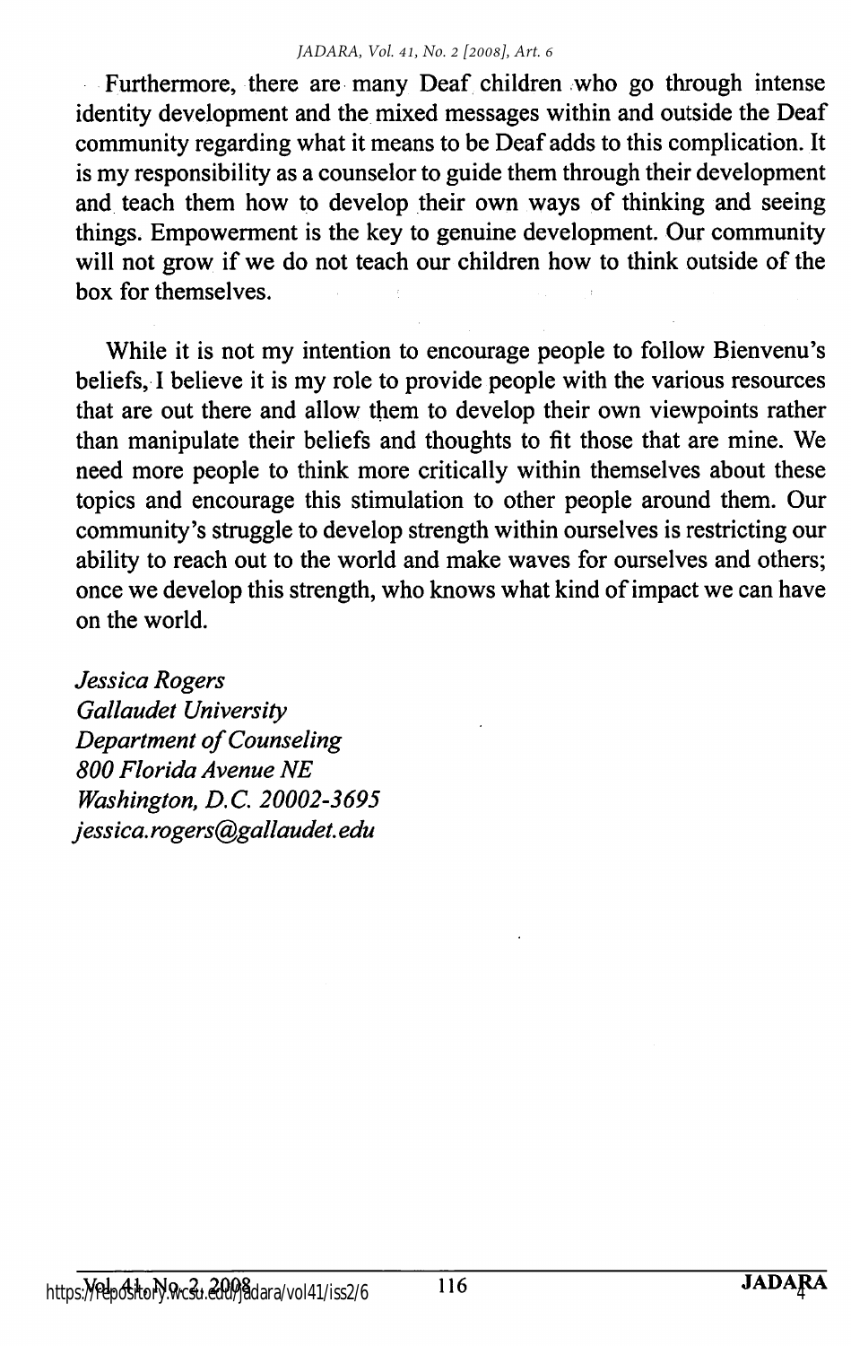Furthermore, there are many Deaf children who go through intense identity development and the mixed messages within and outside the Deaf community regarding what it means to be Deaf adds to this complication. It is my responsibility as a counselor to guide them through their development and teach them how to develop their own ways of thinking and seeing things. Empowerment is the key to genuine development. Our community will not grow if we do not teach our children how to think outside of the box for themselves.

While it is not my intention to encourage people to follow Bienvenu's beliefs, I believe it is my role to provide people with the various resources that are out there and allow them to develop their own viewpoints rather than manipulate their beliefs and thoughts to fit those that are mine. We need more people to think more critically within themselves about these topics and encourage this stimulation to other people around them. Our community's struggle to develop strength within ourselves is restricting our ability to reach out to the world and make waves for ourselves and others; once we develop this strength, who knows what kind of impact we can have on the world.

*Jessica Rogers*
*Gallaudet University*
*Department of Counseling*
*800 Florida Avenue NE*
*Washington, D.C. 20002-3695*
*jessica.rogers@gallaudet.edu*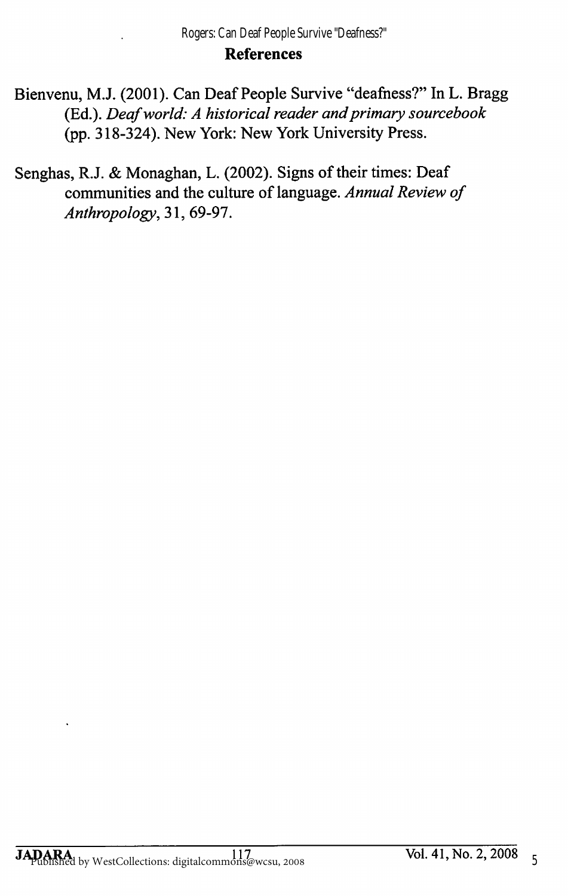## References

Bienvenu, M.J. (2001). Can Deaf People Survive "deafness?" In L. Bragg (Ed.). *Deaf world: A historical reader and primary sourcebook* (pp. 318-324). New York: New York University Press.

Senghas, R.J. & Monaghan, L. (2002). Signs of their times: Deaf communities and the culture of language. *Annual Review of Anthropology*, 31, 69-97.